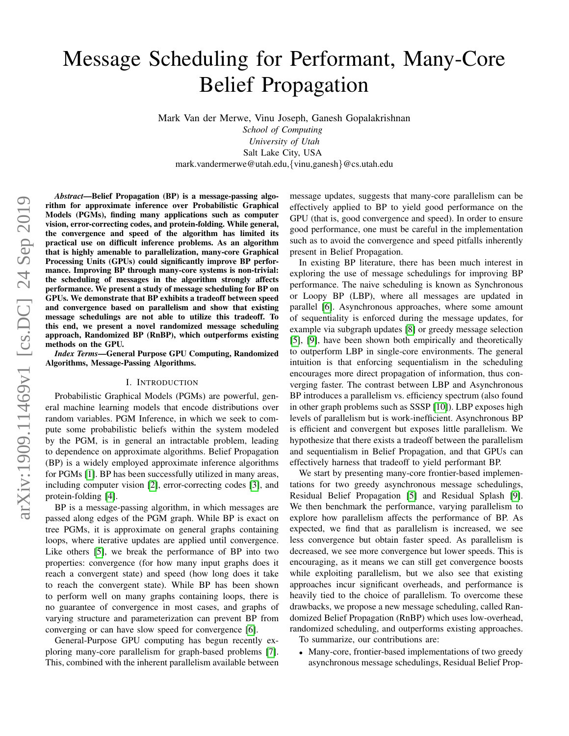# Message Scheduling for Performant, Many-Core Belief Propagation

Mark Van der Merwe, Vinu Joseph, Ganesh Gopalakrishnan
*School of Computing*
*University of Utah*
Salt Lake City, USA
mark.vandermerwe@utah.edu,{vinu,ganesh}@cs.utah.edu

***Abstract*—Belief Propagation (BP) is a message-passing algorithm for approximate inference over Probabilistic Graphical Models (PGMs), finding many applications such as computer vision, error-correcting codes, and protein-folding. While general, the convergence and speed of the algorithm has limited its practical use on difficult inference problems. As an algorithm that is highly amenable to parallelization, many-core Graphical Processing Units (GPUs) could significantly improve BP performance. Improving BP through many-core systems is non-trivial: the scheduling of messages in the algorithm strongly affects performance. We present a study of message scheduling for BP on GPUs. We demonstrate that BP exhibits a tradeoff between speed and convergence based on parallelism and show that existing message schedulings are not able to utilize this tradeoff. To this end, we present a novel randomized message scheduling approach, Randomized BP (RnBP), which outperforms existing methods on the GPU.**

***Index Terms*—General Purpose GPU Computing, Randomized Algorithms, Message-Passing Algorithms.**

## I. Introduction

Probabilistic Graphical Models (PGMs) are powerful, general machine learning models that encode distributions over random variables. PGM Inference, in which we seek to compute some probabilistic beliefs within the system modeled by the PGM, is in general an intractable problem, leading to dependence on approximate algorithms. Belief Propagation (BP) is a widely employed approximate inference algorithms for PGMs [1]. BP has been successfully utilized in many areas, including computer vision [2], error-correcting codes [3], and protein-folding [4].

BP is a message-passing algorithm, in which messages are passed along edges of the PGM graph. While BP is exact on tree PGMs, it is approximate on general graphs containing loops, where iterative updates are applied until convergence. Like others [5], we break the performance of BP into two properties: convergence (for how many input graphs does it reach a convergent state) and speed (how long does it take to reach the convergent state). While BP has been shown to perform well on many graphs containing loops, there is no guarantee of convergence in most cases, and graphs of varying structure and parameterization can prevent BP from converging or can have slow speed for convergence [6].

General-Purpose GPU computing has begun recently exploring many-core parallelism for graph-based problems [7]. This, combined with the inherent parallelism available between message updates, suggests that many-core parallelism can be effectively applied to BP to yield good performance on the GPU (that is, good convergence and speed). In order to ensure good performance, one must be careful in the implementation such as to avoid the convergence and speed pitfalls inherently present in Belief Propagation.

In existing BP literature, there has been much interest in exploring the use of message schedulings for improving BP performance. The naive scheduling is known as Synchronous or Loopy BP (LBP), where all messages are updated in parallel [6]. Asynchronous approaches, where some amount of sequentiality is enforced during the message updates, for example via subgraph updates [8] or greedy message selection [5], [9], have been shown both empirically and theoretically to outperform LBP in single-core environments. The general intuition is that enforcing sequentialism in the scheduling encourages more direct propagation of information, thus converging faster. The contrast between LBP and Asynchronous BP introduces a parallelism vs. efficiency spectrum (also found in other graph problems such as SSSP [10]). LBP exposes high levels of parallelism but is work-inefficient. Asynchronous BP is efficient and convergent but exposes little parallelism. We hypothesize that there exists a tradeoff between the parallelism and sequentialism in Belief Propagation, and that GPUs can effectively harness that tradeoff to yield performant BP.

We start by presenting many-core frontier-based implementations for two greedy asynchronous message schedulings, Residual Belief Propagation [5] and Residual Splash [9]. We then benchmark the performance, varying parallelism to explore how parallelism affects the performance of BP. As expected, we find that as parallelism is increased, we see less convergence but obtain faster speed. As parallelism is decreased, we see more convergence but lower speeds. This is encouraging, as it means we can still get convergence boosts while exploiting parallelism, but we also see that existing approaches incur significant overheads, and performance is heavily tied to the choice of parallelism. To overcome these drawbacks, we propose a new message scheduling, called Randomized Belief Propagation (RnBP) which uses low-overhead, randomized scheduling, and outperforms existing approaches.

To summarize, our contributions are:

- Many-core, frontier-based implementations of two greedy asynchronous message schedulings, Residual Belief Prop-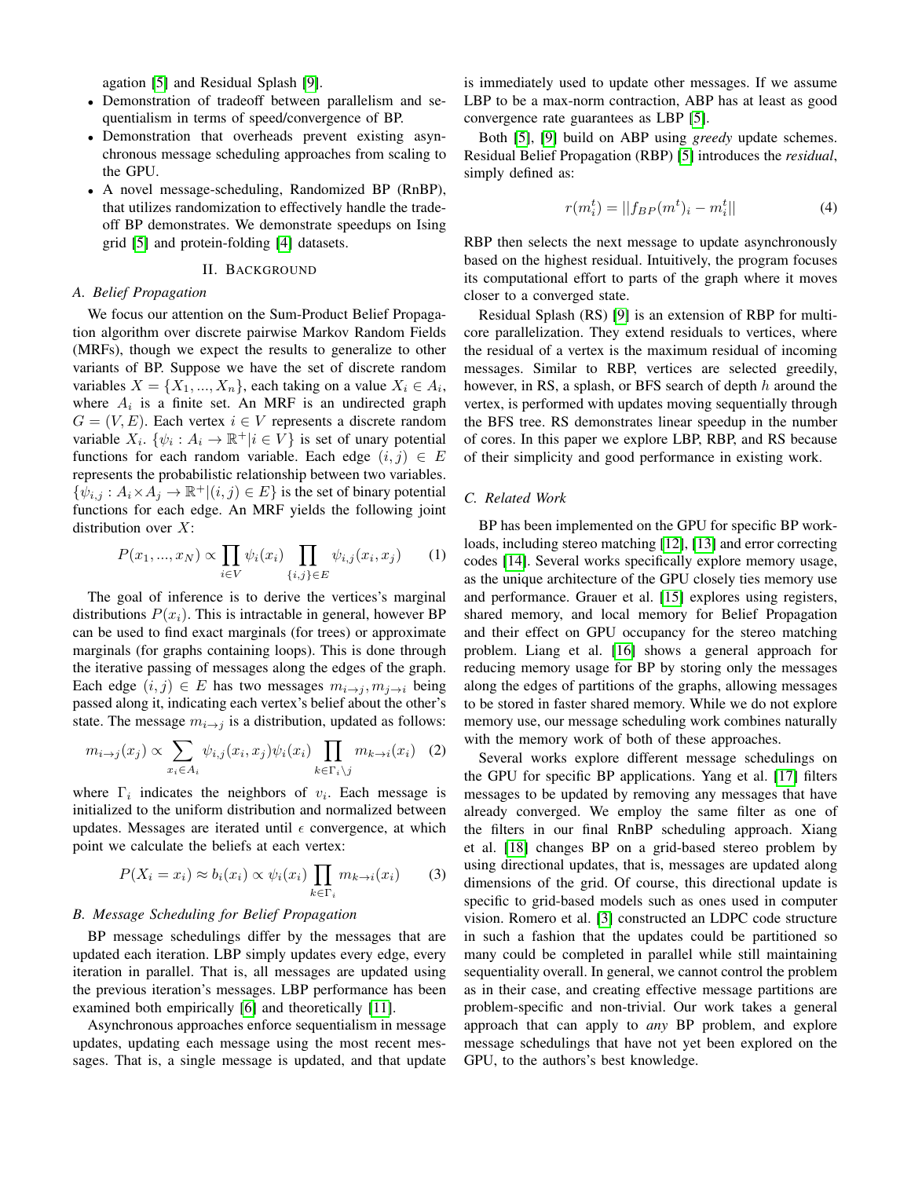agation [5] and Residual Splash [9].

- Demonstration of tradeoff between parallelism and sequentialism in terms of speed/convergence of BP.
- Demonstration that overheads prevent existing asynchronous message scheduling approaches from scaling to the GPU.
- A novel message-scheduling, Randomized BP (RnBP), that utilizes randomization to effectively handle the tradeoff BP demonstrates. We demonstrate speedups on Ising grid [5] and protein-folding [4] datasets.

## II. Background

### A. Belief Propagation

We focus our attention on the Sum-Product Belief Propagation algorithm over discrete pairwise Markov Random Fields (MRFs), though we expect the results to generalize to other variants of BP. Suppose we have the set of discrete random variables $X = \{X_1, ..., X_n\}$, each taking on a value $X_i \in A_i$, where $A_i$ is a finite set. An MRF is an undirected graph $G = (V, E)$. Each vertex $i \in V$ represents a discrete random variable $X_i$. $\{\psi_i : A_i \to \mathbb{R}^+ | i \in V\}$ is set of unary potential functions for each random variable. Each edge $(i, j) \in E$ represents the probabilistic relationship between two variables. $\{\psi_{i,j} : A_i \times A_j \to \mathbb{R}^+ | (i, j) \in E\}$ is the set of binary potential functions for each edge. An MRF yields the following joint distribution over $X$:

$$P(x_1, ..., x_N) \propto \prod_{i \in V} \psi_i(x_i) \prod_{\{i,j\} \in E} \psi_{i,j}(x_i, x_j) \qquad (1)$$

The goal of inference is to derive the vertices's marginal distributions $P(x_i)$. This is intractable in general, however BP can be used to find exact marginals (for trees) or approximate marginals (for graphs containing loops). This is done through the iterative passing of messages along the edges of the graph. Each edge $(i, j) \in E$ has two messages $m_{i \to j}, m_{j \to i}$ being passed along it, indicating each vertex's belief about the other's state. The message $m_{i \to j}$ is a distribution, updated as follows:

$$m_{i \to j}(x_j) \propto \sum_{x_i \in A_i} \psi_{i,j}(x_i, x_j) \psi_i(x_i) \prod_{k \in \Gamma_i \setminus j} m_{k \to i}(x_i) \qquad (2)$$

where $\Gamma_i$ indicates the neighbors of $v_i$. Each message is initialized to the uniform distribution and normalized between updates. Messages are iterated until $\epsilon$ convergence, at which point we calculate the beliefs at each vertex:

$$P(X_i = x_i) \approx b_i(x_i) \propto \psi_i(x_i) \prod_{k \in \Gamma_i} m_{k \to i}(x_i) \qquad (3)$$

### B. Message Scheduling for Belief Propagation

BP message schedulings differ by the messages that are updated each iteration. LBP simply updates every edge, every iteration in parallel. That is, all messages are updated using the previous iteration's messages. LBP performance has been examined both empirically [6] and theoretically [11].

Asynchronous approaches enforce sequentialism in message updates, updating each message using the most recent messages. That is, a single message is updated, and that update is immediately used to update other messages. If we assume LBP to be a max-norm contraction, ABP has at least as good convergence rate guarantees as LBP [5].

Both [5], [9] build on ABP using *greedy* update schemes. Residual Belief Propagation (RBP) [5] introduces the *residual*, simply defined as:

$$r(m_i^t) = ||f_{BP}(m^t)_i - m_i^t|| \qquad (4)$$

RBP then selects the next message to update asynchronously based on the highest residual. Intuitively, the program focuses its computational effort to parts of the graph where it moves closer to a converged state.

Residual Splash (RS) [9] is an extension of RBP for multicore parallelization. They extend residuals to vertices, where the residual of a vertex is the maximum residual of incoming messages. Similar to RBP, vertices are selected greedily, however, in RS, a splash, or BFS search of depth $h$ around the vertex, is performed with updates moving sequentially through the BFS tree. RS demonstrates linear speedup in the number of cores. In this paper we explore LBP, RBP, and RS because of their simplicity and good performance in existing work.

### C. Related Work

BP has been implemented on the GPU for specific BP workloads, including stereo matching [12], [13] and error correcting codes [14]. Several works specifically explore memory usage, as the unique architecture of the GPU closely ties memory use and performance. Grauer et al. [15] explores using registers, shared memory, and local memory for Belief Propagation and their effect on GPU occupancy for the stereo matching problem. Liang et al. [16] shows a general approach for reducing memory usage for BP by storing only the messages along the edges of partitions of the graphs, allowing messages to be stored in faster shared memory. While we do not explore memory use, our message scheduling work combines naturally with the memory work of both of these approaches.

Several works explore different message schedulings on the GPU for specific BP applications. Yang et al. [17] filters messages to be updated by removing any messages that have already converged. We employ the same filter as one of the filters in our final RnBP scheduling approach. Xiang et al. [18] changes BP on a grid-based stereo problem by using directional updates, that is, messages are updated along dimensions of the grid. Of course, this directional update is specific to grid-based models such as ones used in computer vision. Romero et al. [3] constructed an LDPC code structure in such a fashion that the updates could be partitioned so many could be completed in parallel while still maintaining sequentiality overall. In general, we cannot control the problem as in their case, and creating effective message partitions are problem-specific and non-trivial. Our work takes a general approach that can apply to *any* BP problem, and explore message schedulings that have not yet been explored on the GPU, to the authors's best knowledge.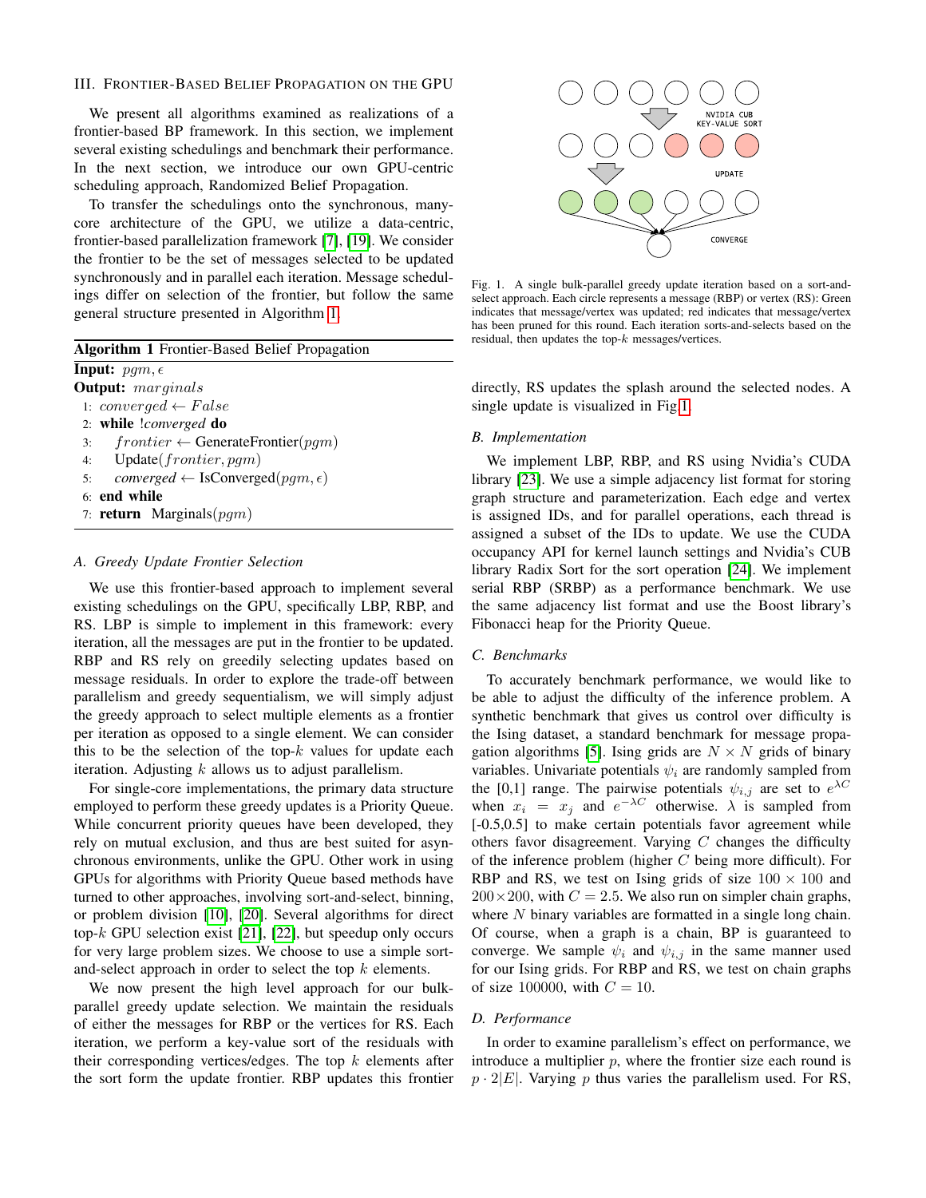## III. Frontier-Based Belief Propagation on the GPU

We present all algorithms examined as realizations of a frontier-based BP framework. In this section, we implement several existing schedulings and benchmark their performance. In the next section, we introduce our own GPU-centric scheduling approach, Randomized Belief Propagation.

To transfer the schedulings onto the synchronous, many-core architecture of the GPU, we utilize a data-centric, frontier-based parallelization framework [7], [19]. We consider the frontier to be the set of messages selected to be updated synchronously and in parallel each iteration. Message schedulings differ on selection of the frontier, but follow the same general structure presented in Algorithm 1.

**Algorithm 1** Frontier-Based Belief Propagation

**Input:** $pgm, \epsilon$
**Output:** $marginals$

1: $converged \leftarrow False$
2: **while** $!converged$ **do**
3: $\quad frontier \leftarrow$ GenerateFrontier($pgm$)
4: $\quad$ Update($frontier, pgm$)
5: $\quad converged \leftarrow$ IsConverged($pgm, \epsilon$)
6: **end while**
7: **return** Marginals($pgm$)

### A. Greedy Update Frontier Selection

We use this frontier-based approach to implement several existing schedulings on the GPU, specifically LBP, RBP, and RS. LBP is simple to implement in this framework: every iteration, all the messages are put in the frontier to be updated. RBP and RS rely on greedily selecting updates based on message residuals. In order to explore the trade-off between parallelism and greedy sequentialism, we will simply adjust the greedy approach to select multiple elements as a frontier per iteration as opposed to a single element. We can consider this to be the selection of the top-$k$ values for update each iteration. Adjusting $k$ allows us to adjust parallelism.

For single-core implementations, the primary data structure employed to perform these greedy updates is a Priority Queue. While concurrent priority queues have been developed, they rely on mutual exclusion, and thus are best suited for asynchronous environments, unlike the GPU. Other work in using GPUs for algorithms with Priority Queue based methods have turned to other approaches, involving sort-and-select, binning, or problem division [10], [20]. Several algorithms for direct top-$k$ GPU selection exist [21], [22], but speedup only occurs for very large problem sizes. We choose to use a simple sort-and-select approach in order to select the top $k$ elements.

We now present the high level approach for our bulk-parallel greedy update selection. We maintain the residuals of either the messages for RBP or the vertices for RS. Each iteration, we perform a key-value sort of the residuals with their corresponding vertices/edges. The top $k$ elements after the sort form the update frontier. RBP updates this frontier directly, RS updates the splash around the selected nodes. A single update is visualized in Fig 1.

Fig. 1. A single bulk-parallel greedy update iteration based on a sort-and-select approach. Each circle represents a message (RBP) or vertex (RS): Green indicates that message/vertex was updated; red indicates that message/vertex has been pruned for this round. Each iteration sorts-and-selects based on the residual, then updates the top-$k$ messages/vertices.

### B. Implementation

We implement LBP, RBP, and RS using Nvidia's CUDA library [23]. We use a simple adjacency list format for storing graph structure and parameterization. Each edge and vertex is assigned IDs, and for parallel operations, each thread is assigned a subset of the IDs to update. We use the CUDA occupancy API for kernel launch settings and Nvidia's CUB library Radix Sort for the sort operation [24]. We implement serial RBP (SRBP) as a performance benchmark. We use the same adjacency list format and use the Boost library's Fibonacci heap for the Priority Queue.

### C. Benchmarks

To accurately benchmark performance, we would like to be able to adjust the difficulty of the inference problem. A synthetic benchmark that gives us control over difficulty is the Ising dataset, a standard benchmark for message propagation algorithms [5]. Ising grids are $N \times N$ grids of binary variables. Univariate potentials $\psi_i$ are randomly sampled from the [0,1] range. The pairwise potentials $\psi_{i,j}$ are set to $e^{\lambda C}$ when $x_i = x_j$ and $e^{-\lambda C}$ otherwise. $\lambda$ is sampled from [-0.5,0.5] to make certain potentials favor agreement while others favor disagreement. Varying $C$ changes the difficulty of the inference problem (higher $C$ being more difficult). For RBP and RS, we test on Ising grids of size $100 \times 100$ and $200 \times 200$, with $C = 2.5$. We also run on simpler chain graphs, where $N$ binary variables are formatted in a single long chain. Of course, when a graph is a chain, BP is guaranteed to converge. We sample $\psi_i$ and $\psi_{i,j}$ in the same manner used for our Ising grids. For RBP and RS, we test on chain graphs of size 100000, with $C = 10$.

### D. Performance

In order to examine parallelism's effect on performance, we introduce a multiplier $p$, where the frontier size each round is $p \cdot 2|E|$. Varying $p$ thus varies the parallelism used. For RS,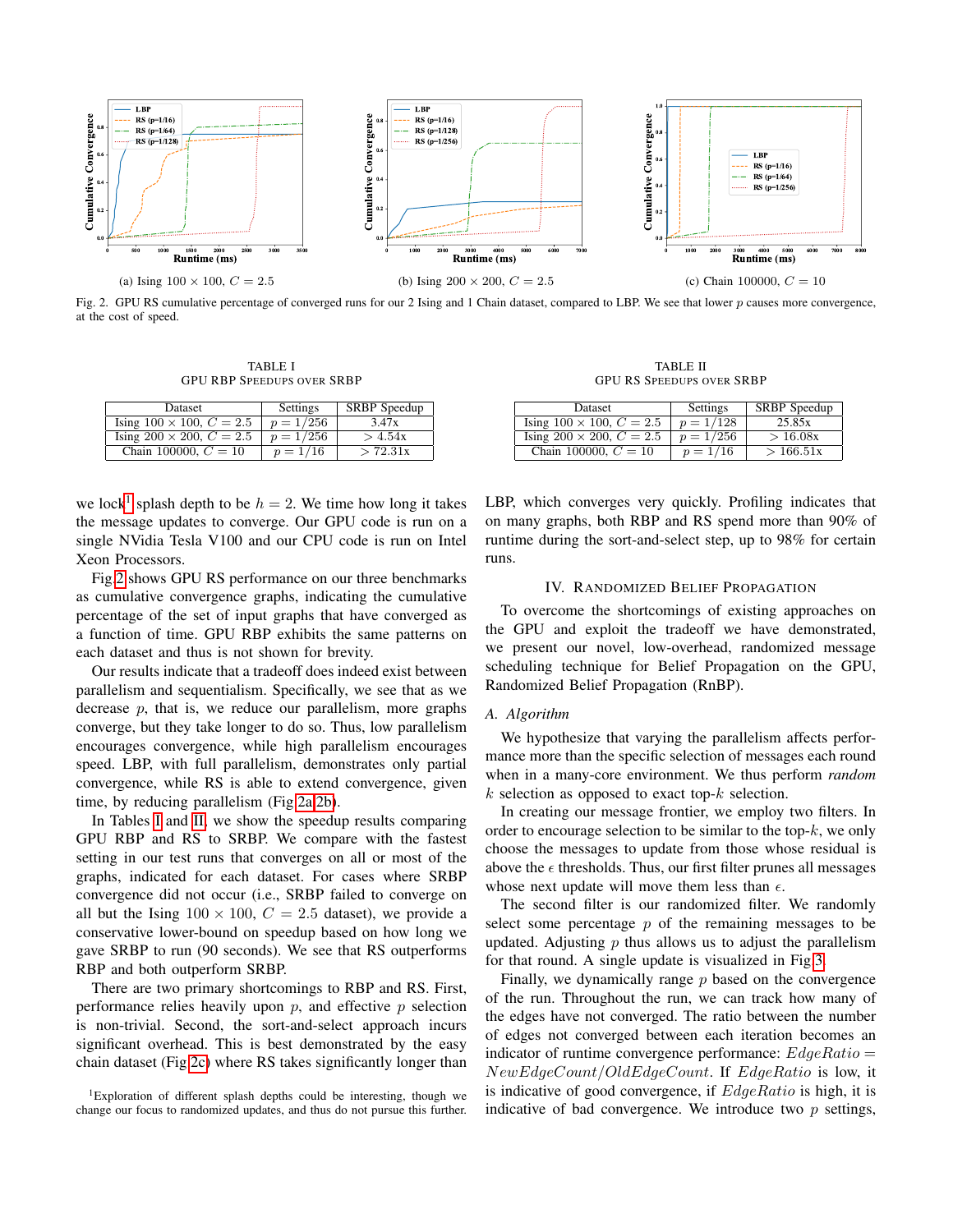(a) Ising $100 \times 100$, $C = 2.5$

(b) Ising $200 \times 200$, $C = 2.5$

(c) Chain 100000, $C = 10$

Fig. 2. GPU RS cumulative percentage of converged runs for our 2 Ising and 1 Chain dataset, compared to LBP. We see that lower $p$ causes more convergence, at the cost of speed.

TABLE I
GPU RBP SPEEDUPS OVER SRBP

| Dataset | Settings | SRBP Speedup |
|---|---|---|
| Ising $100 \times 100$, $C = 2.5$ | $p = 1/256$ | 3.47x |
| Ising $200 \times 200$, $C = 2.5$ | $p = 1/256$ | $> 4.54$x |
| Chain 100000, $C = 10$ | $p = 1/16$ | $> 72.31$x |

TABLE II
GPU RS SPEEDUPS OVER SRBP

| Dataset | Settings | SRBP Speedup |
|---|---|---|
| Ising $100 \times 100$, $C = 2.5$ | $p = 1/128$ | 25.85x |
| Ising $200 \times 200$, $C = 2.5$ | $p = 1/256$ | $> 16.08$x |
| Chain 100000, $C = 10$ | $p = 1/16$ | $> 166.51$x |

we lock[1] splash depth to be $h = 2$. We time how long it takes the message updates to converge. Our GPU code is run on a single NVidia Tesla V100 and our CPU code is run on Intel Xeon Processors.

Fig 2 shows GPU RS performance on our three benchmarks as cumulative convergence graphs, indicating the cumulative percentage of the set of input graphs that have converged as a function of time. GPU RBP exhibits the same patterns on each dataset and thus is not shown for brevity.

Our results indicate that a tradeoff does indeed exist between parallelism and sequentialism. Specifically, we see that as we decrease $p$, that is, we reduce our parallelism, more graphs converge, but they take longer to do so. Thus, low parallelism encourages convergence, while high parallelism encourages speed. LBP, with full parallelism, demonstrates only partial convergence, while RS is able to extend convergence, given time, by reducing parallelism (Fig 2a,2b).

In Tables I and II, we show the speedup results comparing GPU RBP and RS to SRBP. We compare with the fastest setting in our test runs that converges on all or most of the graphs, indicated for each dataset. For cases where SRBP convergence did not occur (i.e., SRBP failed to converge on all but the Ising $100 \times 100$, $C = 2.5$ dataset), we provide a conservative lower-bound on speedup based on how long we gave SRBP to run (90 seconds). We see that RS outperforms RBP and both outperform SRBP.

There are two primary shortcomings to RBP and RS. First, performance relies heavily upon $p$, and effective $p$ selection is non-trivial. Second, the sort-and-select approach incurs significant overhead. This is best demonstrated by the easy chain dataset (Fig 2c) where RS takes significantly longer than LBP, which converges very quickly. Profiling indicates that on many graphs, both RBP and RS spend more than 90% of runtime during the sort-and-select step, up to 98% for certain runs.

[1] Exploration of different splash depths could be interesting, though we change our focus to randomized updates, and thus do not pursue this further.

## IV. Randomized Belief Propagation

To overcome the shortcomings of existing approaches on the GPU and exploit the tradeoff we have demonstrated, we present our novel, low-overhead, randomized message scheduling technique for Belief Propagation on the GPU, Randomized Belief Propagation (RnBP).

### A. Algorithm

We hypothesize that varying the parallelism affects performance more than the specific selection of messages each round when in a many-core environment. We thus perform *random* $k$ selection as opposed to exact top-$k$ selection.

In creating our message frontier, we employ two filters. In order to encourage selection to be similar to the top-$k$, we only choose the messages to update from those whose residual is above the $\epsilon$ thresholds. Thus, our first filter prunes all messages whose next update will move them less than $\epsilon$.

The second filter is our randomized filter. We randomly select some percentage $p$ of the remaining messages to be updated. Adjusting $p$ thus allows us to adjust the parallelism for that round. A single update is visualized in Fig 3.

Finally, we dynamically range $p$ based on the convergence of the run. Throughout the run, we can track how many of the edges have not converged. The ratio between the number of edges not converged between each iteration becomes an indicator of runtime convergence performance: $EdgeRatio = NewEdgeCount/OldEdgeCount$. If $EdgeRatio$ is low, it is indicative of good convergence, if $EdgeRatio$ is high, it is indicative of bad convergence. We introduce two $p$ settings,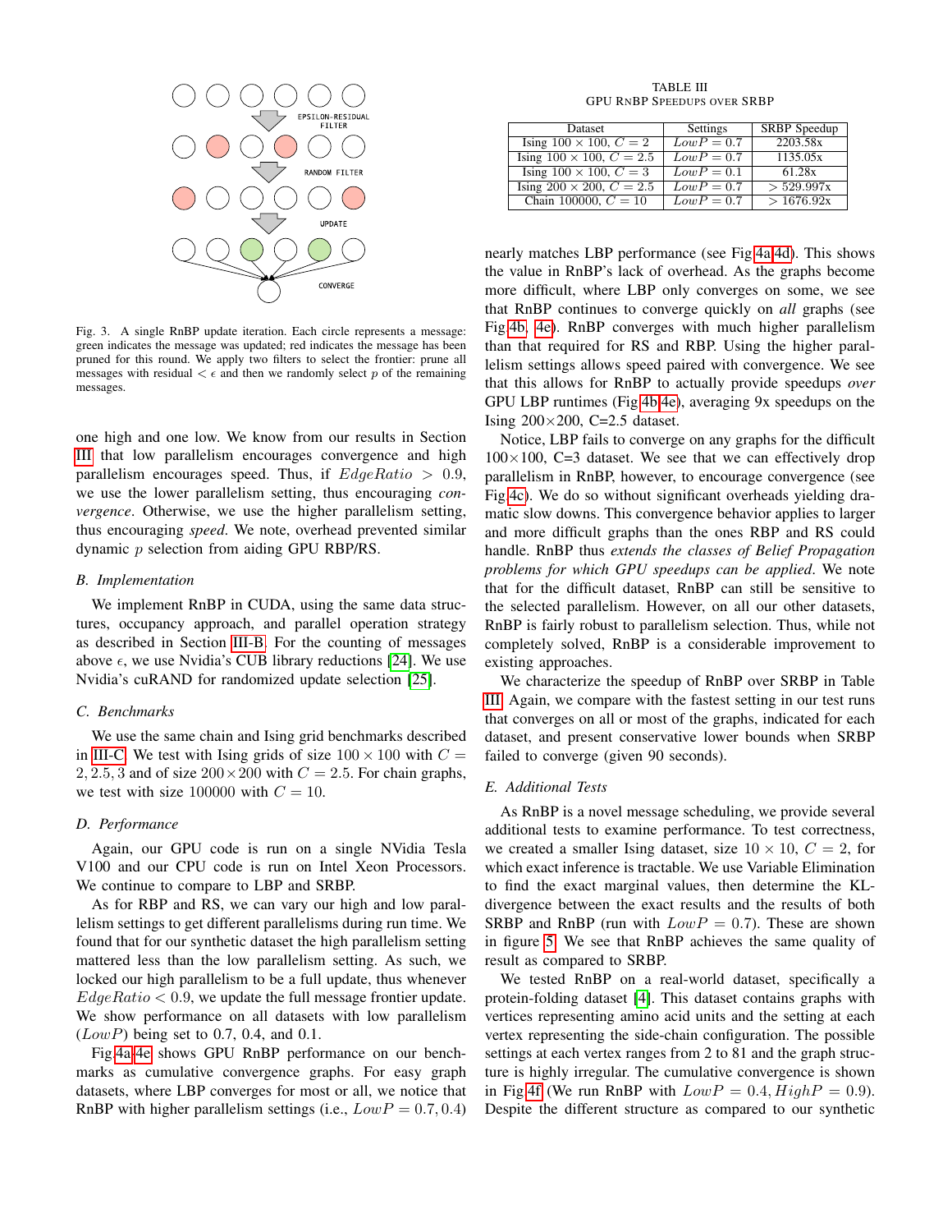Fig. 3. A single RnBP update iteration. Each circle represents a message: green indicates the message was updated; red indicates the message has been pruned for this round. We apply two filters to select the frontier: prune all messages with residual $< \epsilon$ and then we randomly select $p$ of the remaining messages.

one high and one low. We know from our results in Section III that low parallelism encourages convergence and high parallelism encourages speed. Thus, if $EdgeRatio > 0.9$, we use the lower parallelism setting, thus encouraging *convergence*. Otherwise, we use the higher parallelism setting, thus encouraging *speed*. We note, overhead prevented similar dynamic $p$ selection from aiding GPU RBP/RS.

### B. Implementation

We implement RnBP in CUDA, using the same data structures, occupancy approach, and parallel operation strategy as described in Section III-B. For the counting of messages above $\epsilon$, we use Nvidia's CUB library reductions [24]. We use Nvidia's cuRAND for randomized update selection [25].

### C. Benchmarks

We use the same chain and Ising grid benchmarks described in III-C. We test with Ising grids of size $100 \times 100$ with $C = 2, 2.5, 3$ and of size $200 \times 200$ with $C = 2.5$. For chain graphs, we test with size 100000 with $C = 10$.

### D. Performance

Again, our GPU code is run on a single NVidia Tesla V100 and our CPU code is run on Intel Xeon Processors. We continue to compare to LBP and SRBP.

As for RBP and RS, we can vary our high and low parallelism settings to get different parallelisms during run time. We found that for our synthetic dataset the high parallelism setting mattered less than the low parallelism setting. As such, we locked our high parallelism to be a full update, thus whenever $EdgeRatio < 0.9$, we update the full message frontier update. We show performance on all datasets with low parallelism ($LowP$) being set to 0.7, 0.4, and 0.1.

Fig 4a-4e shows GPU RnBP performance on our benchmarks as cumulative convergence graphs. For easy graph datasets, where LBP converges for most or all, we notice that RnBP with higher parallelism settings (i.e., $LowP = 0.7, 0.4$) nearly matches LBP performance (see Fig 4a-4d). This shows the value in RnBP's lack of overhead. As the graphs become more difficult, where LBP only converges on some, we see that RnBP continues to converge quickly on *all* graphs (see Fig 4b, 4e). RnBP converges with much higher parallelism than that required for RS and RBP. Using the higher parallelism settings allows speed paired with convergence. We see that this allows for RnBP to actually provide speedups *over* GPU LBP runtimes (Fig 4b-4e), averaging 9x speedups on the Ising 200×200, C=2.5 dataset.

Notice, LBP fails to converge on any graphs for the difficult 100×100, C=3 dataset. We see that we can effectively drop parallelism in RnBP, however, to encourage convergence (see Fig 4c). We do so without significant overheads yielding dramatic slow downs. This convergence behavior applies to larger and more difficult graphs than the ones RBP and RS could handle. RnBP thus *extends the classes of Belief Propagation problems for which GPU speedups can be applied*. We note that for the difficult dataset, RnBP can still be sensitive to the selected parallelism. However, on all our other datasets, RnBP is fairly robust to parallelism selection. Thus, while not completely solved, RnBP is a considerable improvement to existing approaches.

TABLE III
GPU RnBP Speedups over SRBP

| Dataset | Settings | SRBP Speedup |
|---|---|---|
| Ising $100 \times 100$, $C = 2$ | $LowP = 0.7$ | 2203.58x |
| Ising $100 \times 100$, $C = 2.5$ | $LowP = 0.7$ | 1135.05x |
| Ising $100 \times 100$, $C = 3$ | $LowP = 0.1$ | 61.28x |
| Ising $200 \times 200$, $C = 2.5$ | $LowP = 0.7$ | $> 529.997$x |
| Chain 100000, $C = 10$ | $LowP = 0.7$ | $> 1676.92$x |

We characterize the speedup of RnBP over SRBP in Table III. Again, we compare with the fastest setting in our test runs that converges on all or most of the graphs, indicated for each dataset, and present conservative lower bounds when SRBP failed to converge (given 90 seconds).

### E. Additional Tests

As RnBP is a novel message scheduling, we provide several additional tests to examine performance. To test correctness, we created a smaller Ising dataset, size $10 \times 10$, $C = 2$, for which exact inference is tractable. We use Variable Elimination to find the exact marginal values, then determine the KL-divergence between the exact results and the results of both SRBP and RnBP (run with $LowP = 0.7$). These are shown in figure 5. We see that RnBP achieves the same quality of result as compared to SRBP.

We tested RnBP on a real-world dataset, specifically a protein-folding dataset [4]. This dataset contains graphs with vertices representing amino acid units and the setting at each vertex representing the side-chain configuration. The possible settings at each vertex ranges from 2 to 81 and the graph structure is highly irregular. The cumulative convergence is shown in Fig 4f (We run RnBP with $LowP = 0.4, HighP = 0.9$). Despite the different structure as compared to our synthetic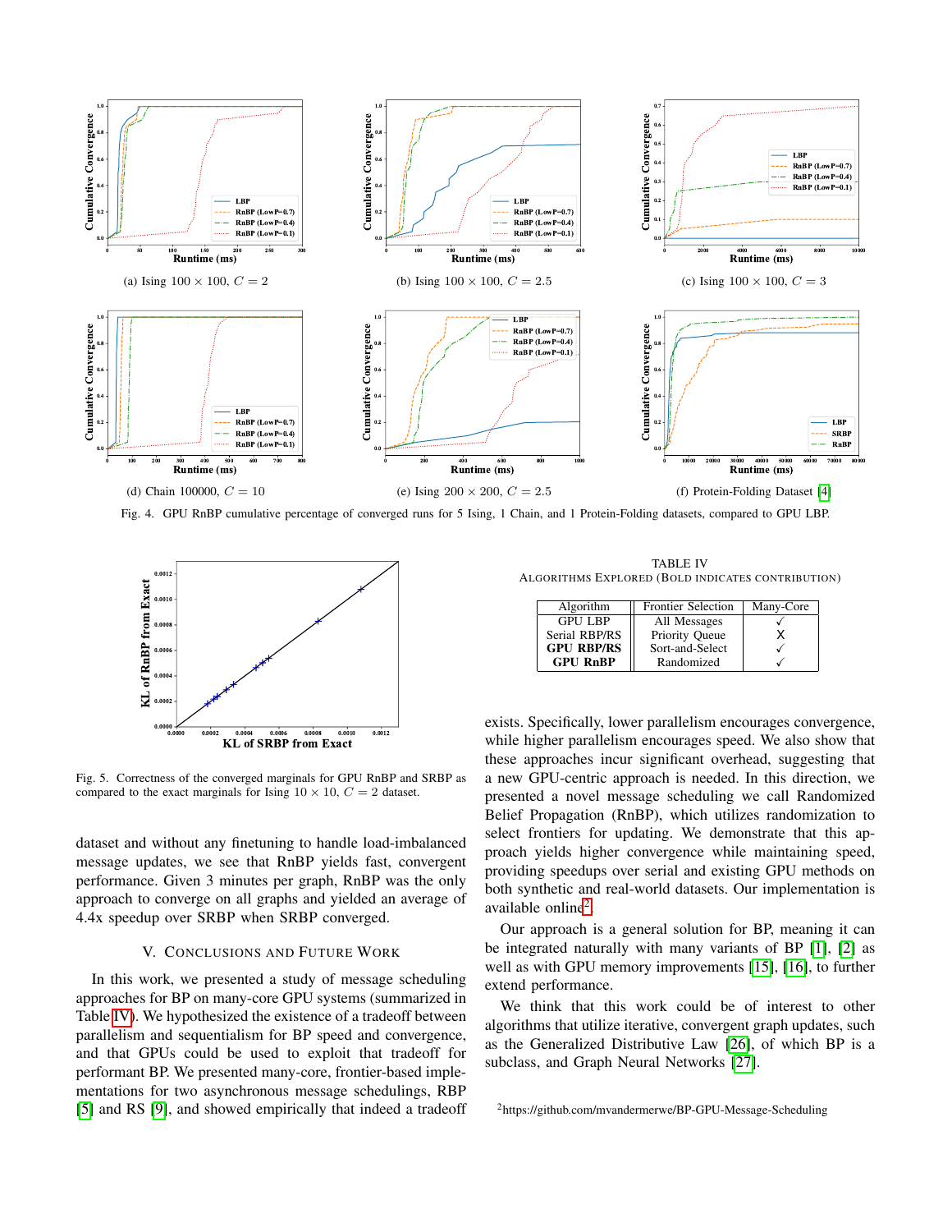(a) Ising $100 \times 100$, $C = 2$

(b) Ising $100 \times 100$, $C = 2.5$

(c) Ising $100 \times 100$, $C = 3$

(d) Chain 100000, $C = 10$

(e) Ising $200 \times 200$, $C = 2.5$

(f) Protein-Folding Dataset [4]

Fig. 4. GPU RnBP cumulative percentage of converged runs for 5 Ising, 1 Chain, and 1 Protein-Folding datasets, compared to GPU LBP.

Fig. 5. Correctness of the converged marginals for GPU RnBP and SRBP as compared to the exact marginals for Ising $10 \times 10$, $C = 2$ dataset.

dataset and without any finetuning to handle load-imbalanced message updates, we see that RnBP yields fast, convergent performance. Given 3 minutes per graph, RnBP was the only approach to converge on all graphs and yielded an average of 4.4x speedup over SRBP when SRBP converged.

## V. Conclusions and Future Work

In this work, we presented a study of message scheduling approaches for BP on many-core GPU systems (summarized in Table IV). We hypothesized the existence of a tradeoff between parallelism and sequentialism for BP speed and convergence, and that GPUs could be used to exploit that tradeoff for performant BP. We presented many-core, frontier-based implementations for two asynchronous message schedulings, RBP [5] and RS [9], and showed empirically that indeed a tradeoff exists. Specifically, lower parallelism encourages convergence, while higher parallelism encourages speed. We also show that these approaches incur significant overhead, suggesting that a new GPU-centric approach is needed. In this direction, we presented a novel message scheduling we call Randomized Belief Propagation (RnBP), which utilizes randomization to select frontiers for updating. We demonstrate that this approach yields higher convergence while maintaining speed, providing speedups over serial and existing GPU methods on both synthetic and real-world datasets. Our implementation is available online[2].

TABLE IV
Algorithms Explored (Bold indicates contribution)

| Algorithm | Frontier Selection | Many-Core |
|---|---|---|
| GPU LBP | All Messages | ✓ |
| Serial RBP/RS | Priority Queue | X |
| **GPU RBP/RS** | Sort-and-Select | ✓ |
| **GPU RnBP** | Randomized | ✓ |

Our approach is a general solution for BP, meaning it can be integrated naturally with many variants of BP [1], [2] as well as with GPU memory improvements [15], [16], to further extend performance.

We think that this work could be of interest to other algorithms that utilize iterative, convergent graph updates, such as the Generalized Distributive Law [26], of which BP is a subclass, and Graph Neural Networks [27].

[2] https://github.com/mvandermerwe/BP-GPU-Message-Scheduling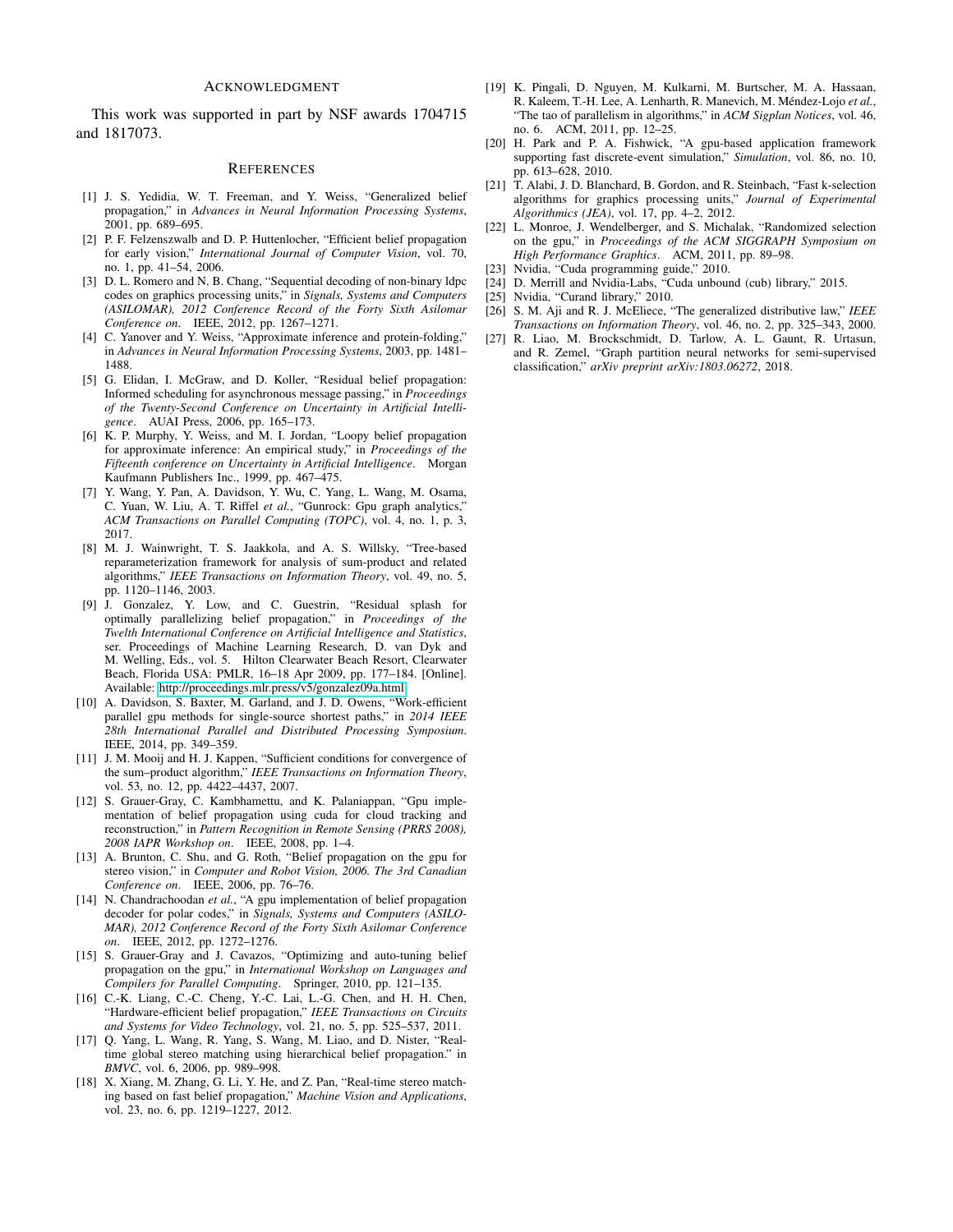## Acknowledgment

This work was supported in part by NSF awards 1704715 and 1817073.

## References

[1] J. S. Yedidia, W. T. Freeman, and Y. Weiss, "Generalized belief propagation," in *Advances in Neural Information Processing Systems*, 2001, pp. 689–695.

[2] P. F. Felzenszwalb and D. P. Huttenlocher, "Efficient belief propagation for early vision," *International Journal of Computer Vision*, vol. 70, no. 1, pp. 41–54, 2006.

[3] D. L. Romero and N. B. Chang, "Sequential decoding of non-binary ldpc codes on graphics processing units," in *Signals, Systems and Computers (ASILOMAR), 2012 Conference Record of the Forty Sixth Asilomar Conference on*. IEEE, 2012, pp. 1267–1271.

[4] C. Yanover and Y. Weiss, "Approximate inference and protein-folding," in *Advances in Neural Information Processing Systems*, 2003, pp. 1481–1488.

[5] G. Elidan, I. McGraw, and D. Koller, "Residual belief propagation: Informed scheduling for asynchronous message passing," in *Proceedings of the Twenty-Second Conference on Uncertainty in Artificial Intelligence*. AUAI Press, 2006, pp. 165–173.

[6] K. P. Murphy, Y. Weiss, and M. I. Jordan, "Loopy belief propagation for approximate inference: An empirical study," in *Proceedings of the Fifteenth conference on Uncertainty in Artificial Intelligence*. Morgan Kaufmann Publishers Inc., 1999, pp. 467–475.

[7] Y. Wang, Y. Pan, A. Davidson, Y. Wu, C. Yang, L. Wang, M. Osama, C. Yuan, W. Liu, A. T. Riffel *et al.*, "Gunrock: Gpu graph analytics," *ACM Transactions on Parallel Computing (TOPC)*, vol. 4, no. 1, p. 3, 2017.

[8] M. J. Wainwright, T. S. Jaakkola, and A. S. Willsky, "Tree-based reparameterization framework for analysis of sum-product and related algorithms," *IEEE Transactions on Information Theory*, vol. 49, no. 5, pp. 1120–1146, 2003.

[9] J. Gonzalez, Y. Low, and C. Guestrin, "Residual splash for optimally parallelizing belief propagation," in *Proceedings of the Twelth International Conference on Artificial Intelligence and Statistics*, ser. Proceedings of Machine Learning Research, D. van Dyk and M. Welling, Eds., vol. 5. Hilton Clearwater Beach Resort, Clearwater Beach, Florida USA: PMLR, 16–18 Apr 2009, pp. 177–184. [Online]. Available: http://proceedings.mlr.press/v5/gonzalez09a.html

[10] A. Davidson, S. Baxter, M. Garland, and J. D. Owens, "Work-efficient parallel gpu methods for single-source shortest paths," in *2014 IEEE 28th International Parallel and Distributed Processing Symposium*. IEEE, 2014, pp. 349–359.

[11] J. M. Mooij and H. J. Kappen, "Sufficient conditions for convergence of the sum–product algorithm," *IEEE Transactions on Information Theory*, vol. 53, no. 12, pp. 4422–4437, 2007.

[12] S. Grauer-Gray, C. Kambhamettu, and K. Palaniappan, "Gpu implementation of belief propagation using cuda for cloud tracking and reconstruction," in *Pattern Recognition in Remote Sensing (PRRS 2008), 2008 IAPR Workshop on*. IEEE, 2008, pp. 1–4.

[13] A. Brunton, C. Shu, and G. Roth, "Belief propagation on the gpu for stereo vision," in *Computer and Robot Vision, 2006. The 3rd Canadian Conference on*. IEEE, 2006, pp. 76–76.

[14] N. Chandrachoodan *et al.*, "A gpu implementation of belief propagation decoder for polar codes," in *Signals, Systems and Computers (ASILOMAR), 2012 Conference Record of the Forty Sixth Asilomar Conference on*. IEEE, 2012, pp. 1272–1276.

[15] S. Grauer-Gray and J. Cavazos, "Optimizing and auto-tuning belief propagation on the gpu," in *International Workshop on Languages and Compilers for Parallel Computing*. Springer, 2010, pp. 121–135.

[16] C.-K. Liang, C.-C. Cheng, Y.-C. Lai, L.-G. Chen, and H. H. Chen, "Hardware-efficient belief propagation," *IEEE Transactions on Circuits and Systems for Video Technology*, vol. 21, no. 5, pp. 525–537, 2011.

[17] Q. Yang, L. Wang, R. Yang, S. Wang, M. Liao, and D. Nister, "Real-time global stereo matching using hierarchical belief propagation." in *BMVC*, vol. 6, 2006, pp. 989–998.

[18] X. Xiang, M. Zhang, G. Li, Y. He, and Z. Pan, "Real-time stereo matching based on fast belief propagation," *Machine Vision and Applications*, vol. 23, no. 6, pp. 1219–1227, 2012.

[19] K. Pingali, D. Nguyen, M. Kulkarni, M. Burtscher, M. A. Hassaan, R. Kaleem, T.-H. Lee, A. Lenharth, R. Manevich, M. Méndez-Lojo *et al.*, "The tao of parallelism in algorithms," in *ACM Sigplan Notices*, vol. 46, no. 6. ACM, 2011, pp. 12–25.

[20] H. Park and P. A. Fishwick, "A gpu-based application framework supporting fast discrete-event simulation," *Simulation*, vol. 86, no. 10, pp. 613–628, 2010.

[21] T. Alabi, J. D. Blanchard, B. Gordon, and R. Steinbach, "Fast k-selection algorithms for graphics processing units," *Journal of Experimental Algorithmics (JEA)*, vol. 17, pp. 4–2, 2012.

[22] L. Monroe, J. Wendelberger, and S. Michalak, "Randomized selection on the gpu," in *Proceedings of the ACM SIGGRAPH Symposium on High Performance Graphics*. ACM, 2011, pp. 89–98.

[23] Nvidia, "Cuda programming guide," 2010.

[24] D. Merrill and Nvidia-Labs, "Cuda unbound (cub) library," 2015.

[25] Nvidia, "Curand library," 2010.

[26] S. M. Aji and R. J. McEliece, "The generalized distributive law," *IEEE Transactions on Information Theory*, vol. 46, no. 2, pp. 325–343, 2000.

[27] R. Liao, M. Brockschmidt, D. Tarlow, A. L. Gaunt, R. Urtasun, and R. Zemel, "Graph partition neural networks for semi-supervised classification," *arXiv preprint arXiv:1803.06272*, 2018.